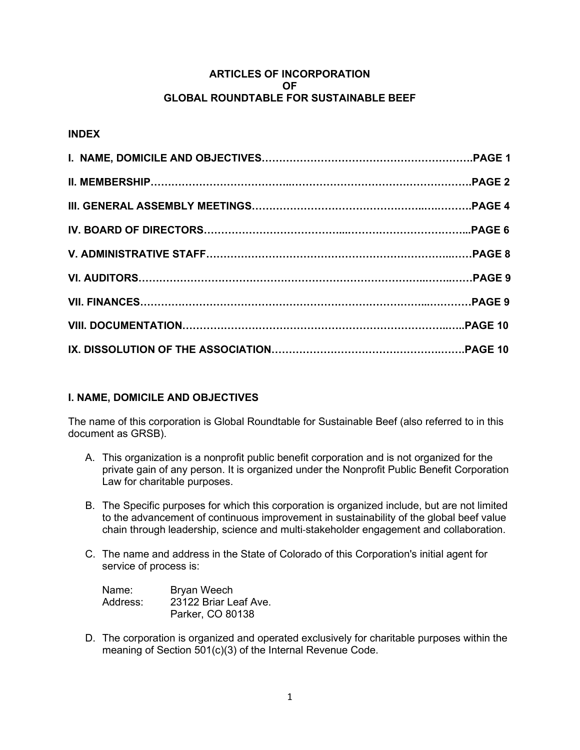# ARTICLES OF INCORPORATION OF GLOBAL ROUNDTABLE FOR SUSTAINABLE BEEF

## INDEX

| | |
|---|---|
| **I. NAME, DOMICILE AND OBJECTIVES** | **PAGE 1** |
| **II. MEMBERSHIP** | **PAGE 2** |
| **III. GENERAL ASSEMBLY MEETINGS** | **PAGE 4** |
| **IV. BOARD OF DIRECTORS** | **PAGE 6** |
| **V. ADMINISTRATIVE STAFF** | **PAGE 8** |
| **VI. AUDITORS** | **PAGE 9** |
| **VII. FINANCES** | **PAGE 9** |
| **VIII. DOCUMENTATION** | **PAGE 10** |
| **IX. DISSOLUTION OF THE ASSOCIATION** | **PAGE 10** |

## I. NAME, DOMICILE AND OBJECTIVES

The name of this corporation is Global Roundtable for Sustainable Beef (also referred to in this document as GRSB).

A. This organization is a nonprofit public benefit corporation and is not organized for the private gain of any person. It is organized under the Nonprofit Public Benefit Corporation Law for charitable purposes.

B. The Specific purposes for which this corporation is organized include, but are not limited to the advancement of continuous improvement in sustainability of the global beef value chain through leadership, science and multi-stakeholder engagement and collaboration.

C. The name and address in the State of Colorado of this Corporation's initial agent for service of process is:

   Name: Bryan Weech  
   Address: 23122 Briar Leaf Ave.  
   Parker, CO 80138

D. The corporation is organized and operated exclusively for charitable purposes within the meaning of Section 501(c)(3) of the Internal Revenue Code.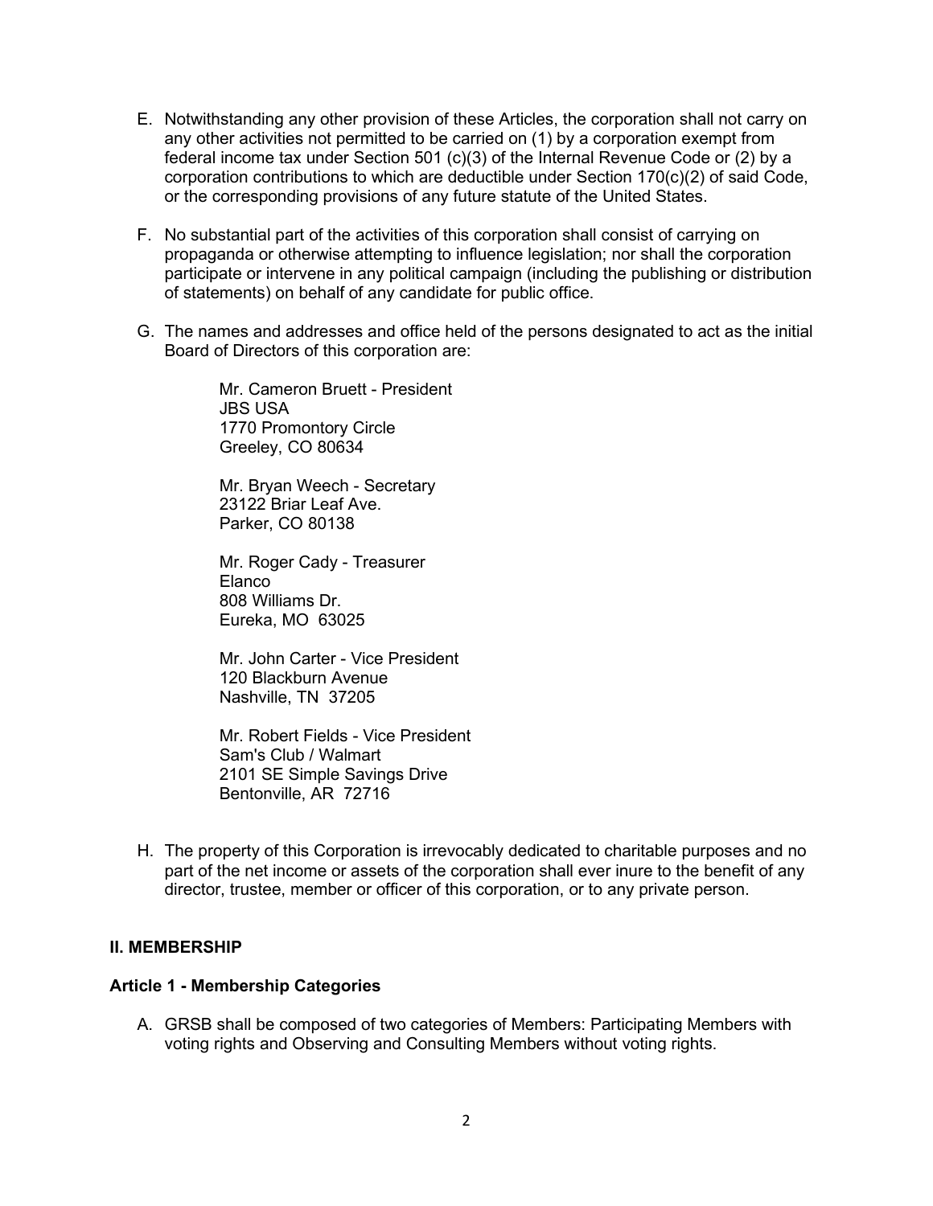E. Notwithstanding any other provision of these Articles, the corporation shall not carry on any other activities not permitted to be carried on (1) by a corporation exempt from federal income tax under Section 501 (c)(3) of the Internal Revenue Code or (2) by a corporation contributions to which are deductible under Section 170(c)(2) of said Code, or the corresponding provisions of any future statute of the United States.

F. No substantial part of the activities of this corporation shall consist of carrying on propaganda or otherwise attempting to influence legislation; nor shall the corporation participate or intervene in any political campaign (including the publishing or distribution of statements) on behalf of any candidate for public office.

G. The names and addresses and office held of the persons designated to act as the initial Board of Directors of this corporation are:

   Mr. Cameron Bruett - President
   JBS USA
   1770 Promontory Circle
   Greeley, CO 80634

   Mr. Bryan Weech - Secretary
   23122 Briar Leaf Ave.
   Parker, CO 80138

   Mr. Roger Cady - Treasurer
   Elanco
   808 Williams Dr.
   Eureka, MO 63025

   Mr. John Carter - Vice President
   120 Blackburn Avenue
   Nashville, TN 37205

   Mr. Robert Fields - Vice President
   Sam's Club / Walmart
   2101 SE Simple Savings Drive
   Bentonville, AR 72716

H. The property of this Corporation is irrevocably dedicated to charitable purposes and no part of the net income or assets of the corporation shall ever inure to the benefit of any director, trustee, member or officer of this corporation, or to any private person.

## II. MEMBERSHIP

### Article 1 - Membership Categories

A. GRSB shall be composed of two categories of Members: Participating Members with voting rights and Observing and Consulting Members without voting rights.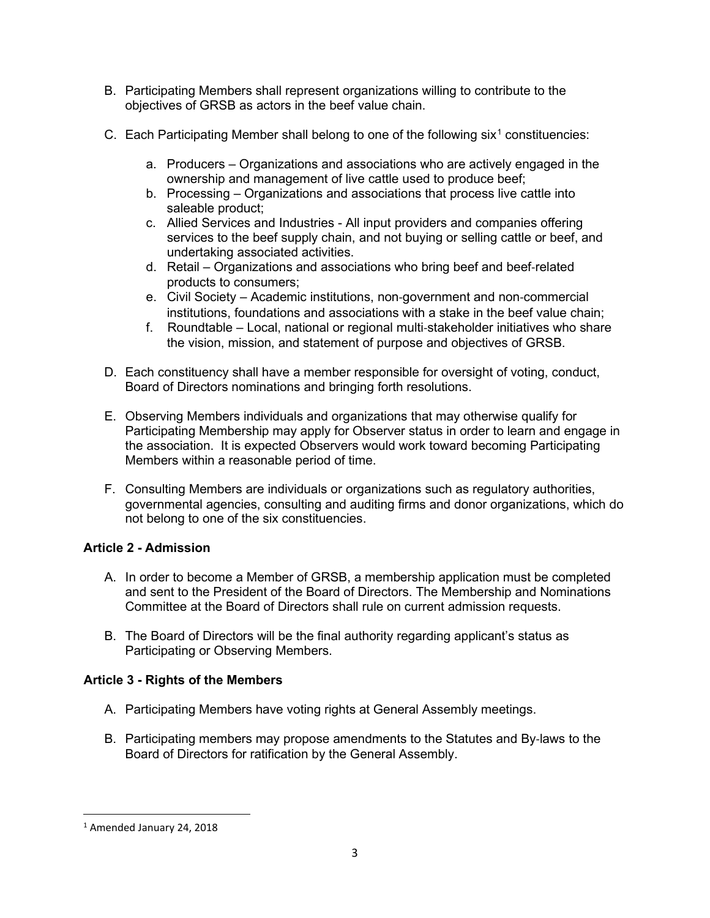B. Participating Members shall represent organizations willing to contribute to the objectives of GRSB as actors in the beef value chain.

C. Each Participating Member shall belong to one of the following six[1] constituencies:

   a. Producers – Organizations and associations who are actively engaged in the ownership and management of live cattle used to produce beef;
   b. Processing – Organizations and associations that process live cattle into saleable product;
   c. Allied Services and Industries - All input providers and companies offering services to the beef supply chain, and not buying or selling cattle or beef, and undertaking associated activities.
   d. Retail – Organizations and associations who bring beef and beef-related products to consumers;
   e. Civil Society – Academic institutions, non-government and non-commercial institutions, foundations and associations with a stake in the beef value chain;
   f. Roundtable – Local, national or regional multi-stakeholder initiatives who share the vision, mission, and statement of purpose and objectives of GRSB.

D. Each constituency shall have a member responsible for oversight of voting, conduct, Board of Directors nominations and bringing forth resolutions.

E. Observing Members individuals and organizations that may otherwise qualify for Participating Membership may apply for Observer status in order to learn and engage in the association. It is expected Observers would work toward becoming Participating Members within a reasonable period of time.

F. Consulting Members are individuals or organizations such as regulatory authorities, governmental agencies, consulting and auditing firms and donor organizations, which do not belong to one of the six constituencies.

### Article 2 - Admission

A. In order to become a Member of GRSB, a membership application must be completed and sent to the President of the Board of Directors. The Membership and Nominations Committee at the Board of Directors shall rule on current admission requests.

B. The Board of Directors will be the final authority regarding applicant's status as Participating or Observing Members.

### Article 3 - Rights of the Members

A. Participating Members have voting rights at General Assembly meetings.

B. Participating members may propose amendments to the Statutes and By-laws to the Board of Directors for ratification by the General Assembly.

[1] Amended January 24, 2018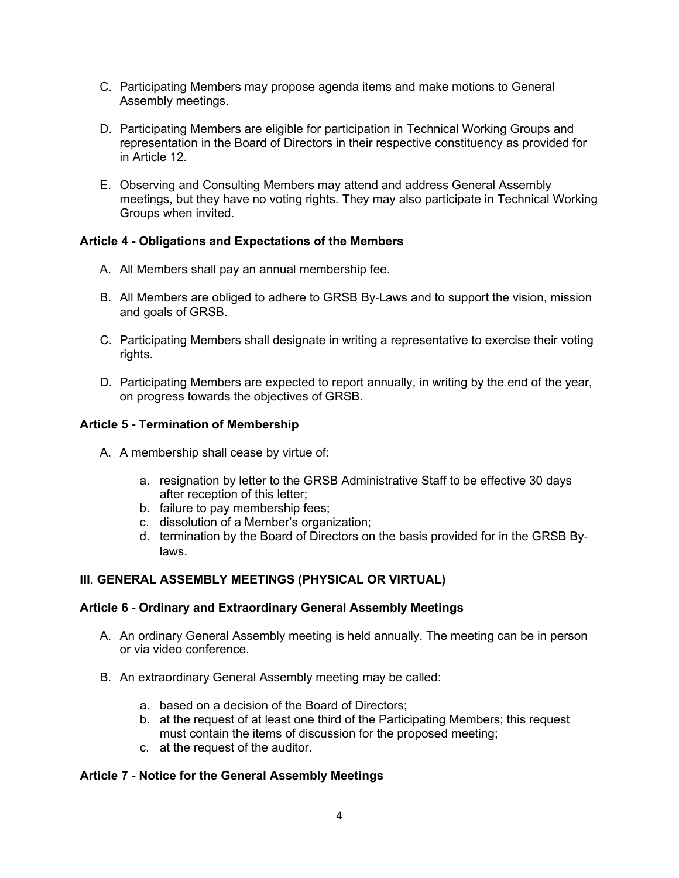C. Participating Members may propose agenda items and make motions to General Assembly meetings.

D. Participating Members are eligible for participation in Technical Working Groups and representation in the Board of Directors in their respective constituency as provided for in Article 12.

E. Observing and Consulting Members may attend and address General Assembly meetings, but they have no voting rights. They may also participate in Technical Working Groups when invited.

### Article 4 - Obligations and Expectations of the Members

A. All Members shall pay an annual membership fee.

B. All Members are obliged to adhere to GRSB By-Laws and to support the vision, mission and goals of GRSB.

C. Participating Members shall designate in writing a representative to exercise their voting rights.

D. Participating Members are expected to report annually, in writing by the end of the year, on progress towards the objectives of GRSB.

### Article 5 - Termination of Membership

A. A membership shall cease by virtue of:

   a. resignation by letter to the GRSB Administrative Staff to be effective 30 days after reception of this letter;
   b. failure to pay membership fees;
   c. dissolution of a Member's organization;
   d. termination by the Board of Directors on the basis provided for in the GRSB By-laws.

## III. GENERAL ASSEMBLY MEETINGS (PHYSICAL OR VIRTUAL)

### Article 6 - Ordinary and Extraordinary General Assembly Meetings

A. An ordinary General Assembly meeting is held annually. The meeting can be in person or via video conference.

B. An extraordinary General Assembly meeting may be called:

   a. based on a decision of the Board of Directors;
   b. at the request of at least one third of the Participating Members; this request must contain the items of discussion for the proposed meeting;
   c. at the request of the auditor.

### Article 7 - Notice for the General Assembly Meetings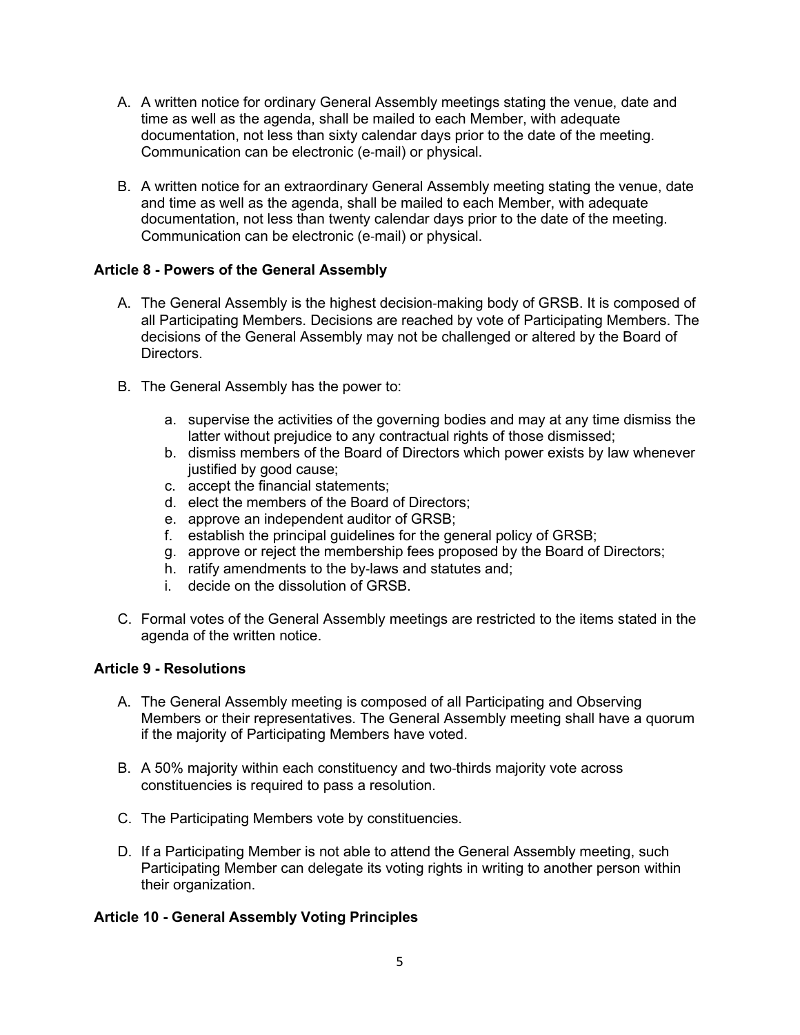A. A written notice for ordinary General Assembly meetings stating the venue, date and time as well as the agenda, shall be mailed to each Member, with adequate documentation, not less than sixty calendar days prior to the date of the meeting. Communication can be electronic (e-mail) or physical.

B. A written notice for an extraordinary General Assembly meeting stating the venue, date and time as well as the agenda, shall be mailed to each Member, with adequate documentation, not less than twenty calendar days prior to the date of the meeting. Communication can be electronic (e-mail) or physical.

### Article 8 - Powers of the General Assembly

A. The General Assembly is the highest decision-making body of GRSB. It is composed of all Participating Members. Decisions are reached by vote of Participating Members. The decisions of the General Assembly may not be challenged or altered by the Board of Directors.

B. The General Assembly has the power to:

   a. supervise the activities of the governing bodies and may at any time dismiss the latter without prejudice to any contractual rights of those dismissed;
   b. dismiss members of the Board of Directors which power exists by law whenever justified by good cause;
   c. accept the financial statements;
   d. elect the members of the Board of Directors;
   e. approve an independent auditor of GRSB;
   f. establish the principal guidelines for the general policy of GRSB;
   g. approve or reject the membership fees proposed by the Board of Directors;
   h. ratify amendments to the by-laws and statutes and;
   i. decide on the dissolution of GRSB.

C. Formal votes of the General Assembly meetings are restricted to the items stated in the agenda of the written notice.

### Article 9 - Resolutions

A. The General Assembly meeting is composed of all Participating and Observing Members or their representatives. The General Assembly meeting shall have a quorum if the majority of Participating Members have voted.

B. A 50% majority within each constituency and two-thirds majority vote across constituencies is required to pass a resolution.

C. The Participating Members vote by constituencies.

D. If a Participating Member is not able to attend the General Assembly meeting, such Participating Member can delegate its voting rights in writing to another person within their organization.

### Article 10 - General Assembly Voting Principles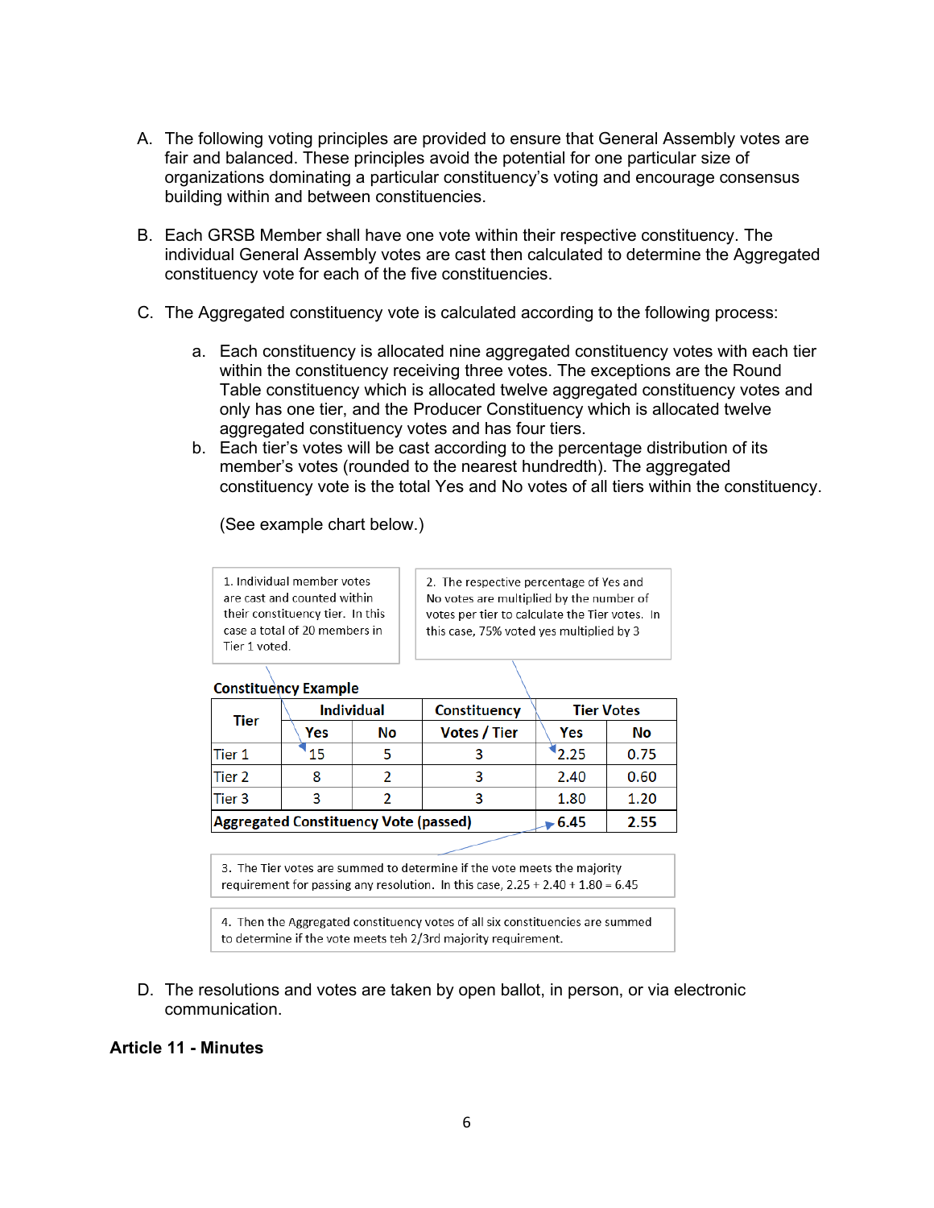A. The following voting principles are provided to ensure that General Assembly votes are fair and balanced. These principles avoid the potential for one particular size of organizations dominating a particular constituency's voting and encourage consensus building within and between constituencies.

B. Each GRSB Member shall have one vote within their respective constituency. The individual General Assembly votes are cast then calculated to determine the Aggregated constituency vote for each of the five constituencies.

C. The Aggregated constituency vote is calculated according to the following process:

   a. Each constituency is allocated nine aggregated constituency votes with each tier within the constituency receiving three votes. The exceptions are the Round Table constituency which is allocated twelve aggregated constituency votes and only has one tier, and the Producer Constituency which is allocated twelve aggregated constituency votes and has four tiers.

   b. Each tier's votes will be cast according to the percentage distribution of its member's votes (rounded to the nearest hundredth). The aggregated constituency vote is the total Yes and No votes of all tiers within the constituency.

   (See example chart below.)

1. Individual member votes are cast and counted within their constituency tier. In this case a total of 20 members in Tier 1 voted.

2. The respective percentage of Yes and No votes are multiplied by the number of votes per tier to calculate the Tier votes. In this case, 75% voted yes multiplied by 3

**Constituency Example**

| Tier | Individual | | Constituency | Tier Votes | |
|---|---|---|---|---|---|
| | Yes | No | Votes / Tier | Yes | No |
| Tier 1 | 15 | 5 | 3 | 2.25 | 0.75 |
| Tier 2 | 8 | 2 | 3 | 2.40 | 0.60 |
| Tier 3 | 3 | 2 | 3 | 1.80 | 1.20 |
| **Aggregated Constituency Vote (passed)** | | | | **6.45** | **2.55** |

3. The Tier votes are summed to determine if the vote meets the majority requirement for passing any resolution. In this case, 2.25 + 2.40 + 1.80 = 6.45

4. Then the Aggregated constituency votes of all six constituencies are summed to determine if the vote meets teh 2/3rd majority requirement.

D. The resolutions and votes are taken by open ballot, in person, or via electronic communication.

## Article 11 - Minutes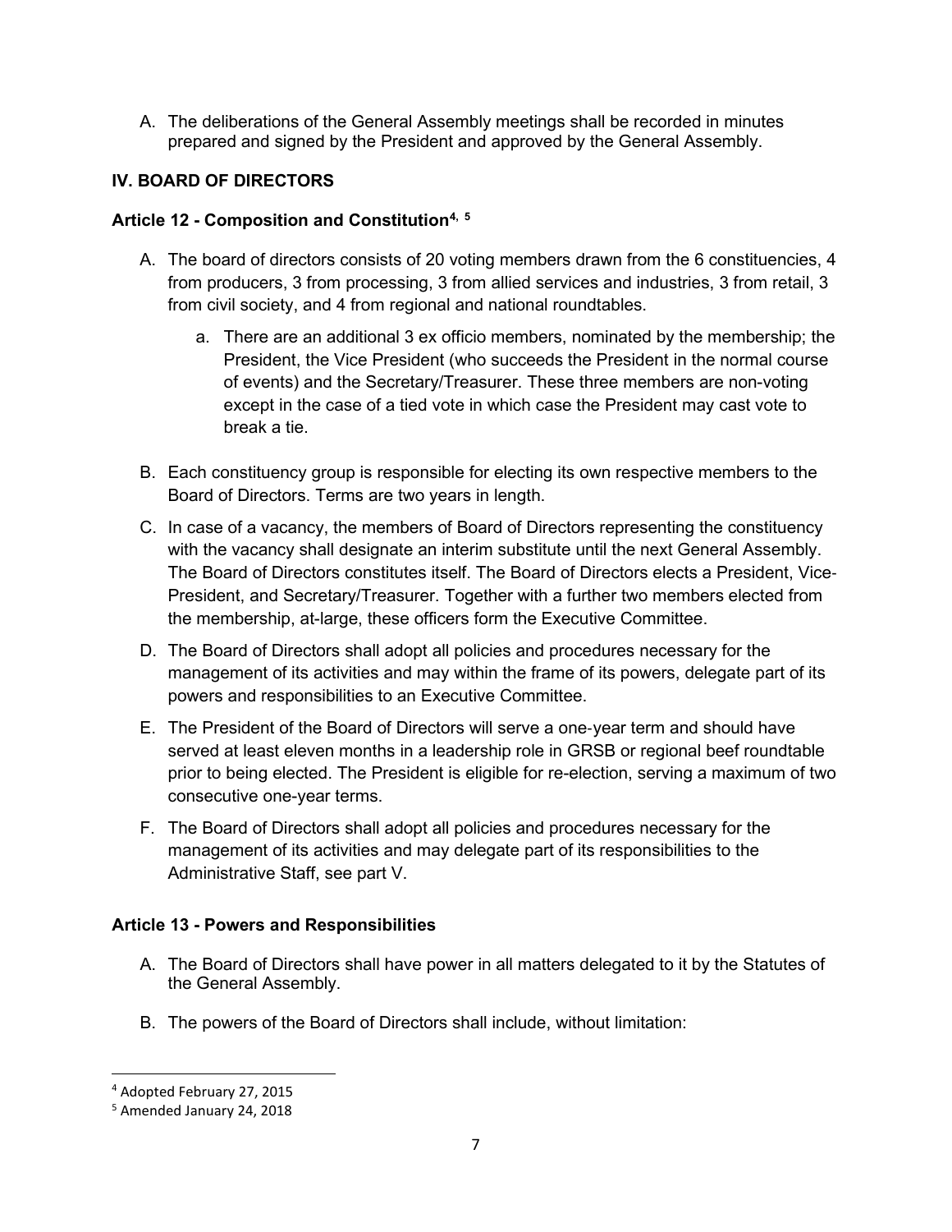A. The deliberations of the General Assembly meetings shall be recorded in minutes prepared and signed by the President and approved by the General Assembly.

## IV. BOARD OF DIRECTORS

### Article 12 - Composition and Constitution[4, 5]

A. The board of directors consists of 20 voting members drawn from the 6 constituencies, 4 from producers, 3 from processing, 3 from allied services and industries, 3 from retail, 3 from civil society, and 4 from regional and national roundtables.

   a. There are an additional 3 ex officio members, nominated by the membership; the President, the Vice President (who succeeds the President in the normal course of events) and the Secretary/Treasurer. These three members are non-voting except in the case of a tied vote in which case the President may cast vote to break a tie.

B. Each constituency group is responsible for electing its own respective members to the Board of Directors. Terms are two years in length.

C. In case of a vacancy, the members of Board of Directors representing the constituency with the vacancy shall designate an interim substitute until the next General Assembly. The Board of Directors constitutes itself. The Board of Directors elects a President, Vice-President, and Secretary/Treasurer. Together with a further two members elected from the membership, at-large, these officers form the Executive Committee.

D. The Board of Directors shall adopt all policies and procedures necessary for the management of its activities and may within the frame of its powers, delegate part of its powers and responsibilities to an Executive Committee.

E. The President of the Board of Directors will serve a one-year term and should have served at least eleven months in a leadership role in GRSB or regional beef roundtable prior to being elected. The President is eligible for re-election, serving a maximum of two consecutive one-year terms.

F. The Board of Directors shall adopt all policies and procedures necessary for the management of its activities and may delegate part of its responsibilities to the Administrative Staff, see part V.

### Article 13 - Powers and Responsibilities

A. The Board of Directors shall have power in all matters delegated to it by the Statutes of the General Assembly.

B. The powers of the Board of Directors shall include, without limitation:

---

[4] Adopted February 27, 2015

[5] Amended January 24, 2018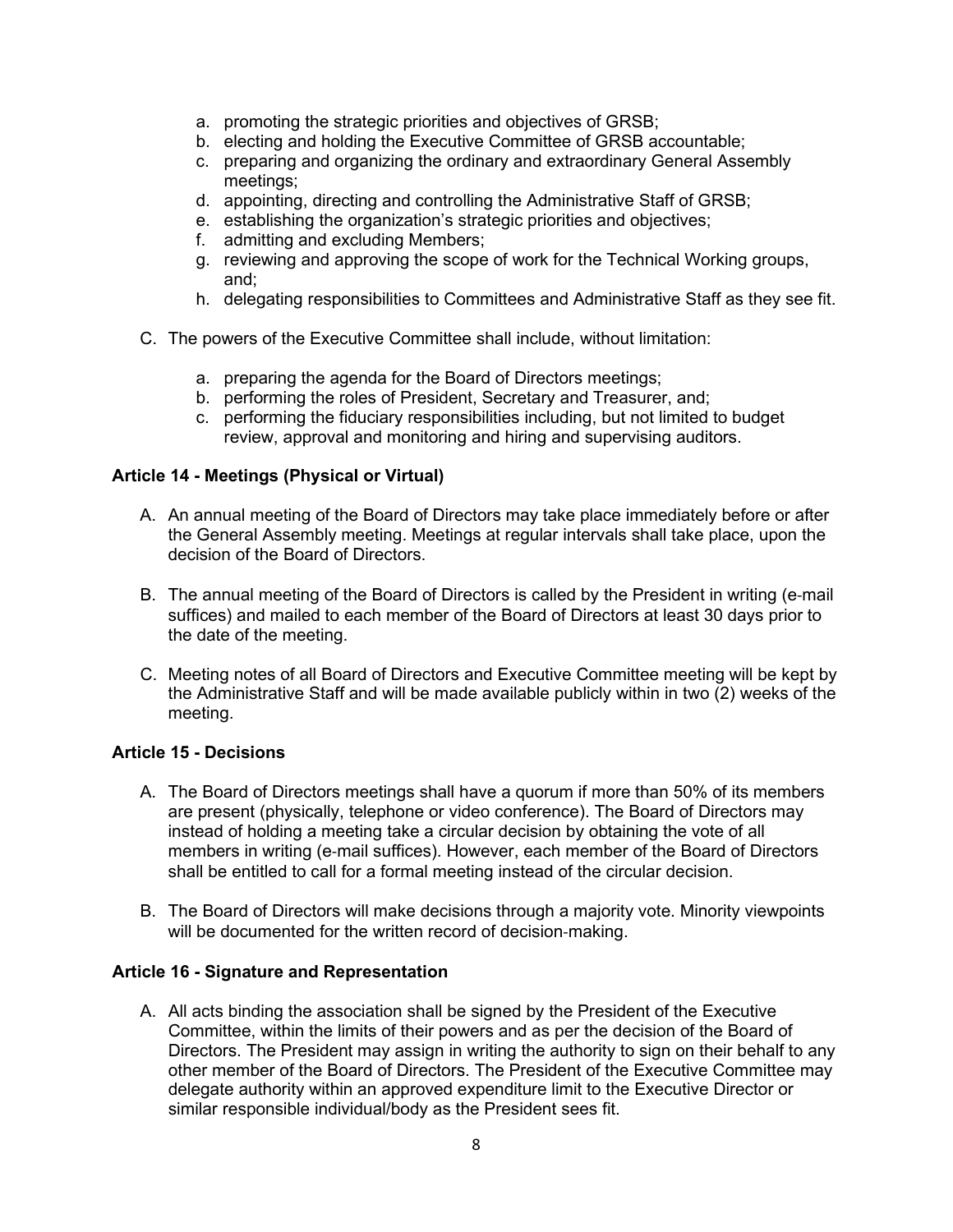a. promoting the strategic priorities and objectives of GRSB;
b. electing and holding the Executive Committee of GRSB accountable;
c. preparing and organizing the ordinary and extraordinary General Assembly meetings;
d. appointing, directing and controlling the Administrative Staff of GRSB;
e. establishing the organization's strategic priorities and objectives;
f. admitting and excluding Members;
g. reviewing and approving the scope of work for the Technical Working groups, and;
h. delegating responsibilities to Committees and Administrative Staff as they see fit.

C. The powers of the Executive Committee shall include, without limitation:

a. preparing the agenda for the Board of Directors meetings;
b. performing the roles of President, Secretary and Treasurer, and;
c. performing the fiduciary responsibilities including, but not limited to budget review, approval and monitoring and hiring and supervising auditors.

### Article 14 - Meetings (Physical or Virtual)

A. An annual meeting of the Board of Directors may take place immediately before or after the General Assembly meeting. Meetings at regular intervals shall take place, upon the decision of the Board of Directors.

B. The annual meeting of the Board of Directors is called by the President in writing (e-mail suffices) and mailed to each member of the Board of Directors at least 30 days prior to the date of the meeting.

C. Meeting notes of all Board of Directors and Executive Committee meeting will be kept by the Administrative Staff and will be made available publicly within in two (2) weeks of the meeting.

### Article 15 - Decisions

A. The Board of Directors meetings shall have a quorum if more than 50% of its members are present (physically, telephone or video conference). The Board of Directors may instead of holding a meeting take a circular decision by obtaining the vote of all members in writing (e-mail suffices). However, each member of the Board of Directors shall be entitled to call for a formal meeting instead of the circular decision.

B. The Board of Directors will make decisions through a majority vote. Minority viewpoints will be documented for the written record of decision-making.

### Article 16 - Signature and Representation

A. All acts binding the association shall be signed by the President of the Executive Committee, within the limits of their powers and as per the decision of the Board of Directors. The President may assign in writing the authority to sign on their behalf to any other member of the Board of Directors. The President of the Executive Committee may delegate authority within an approved expenditure limit to the Executive Director or similar responsible individual/body as the President sees fit.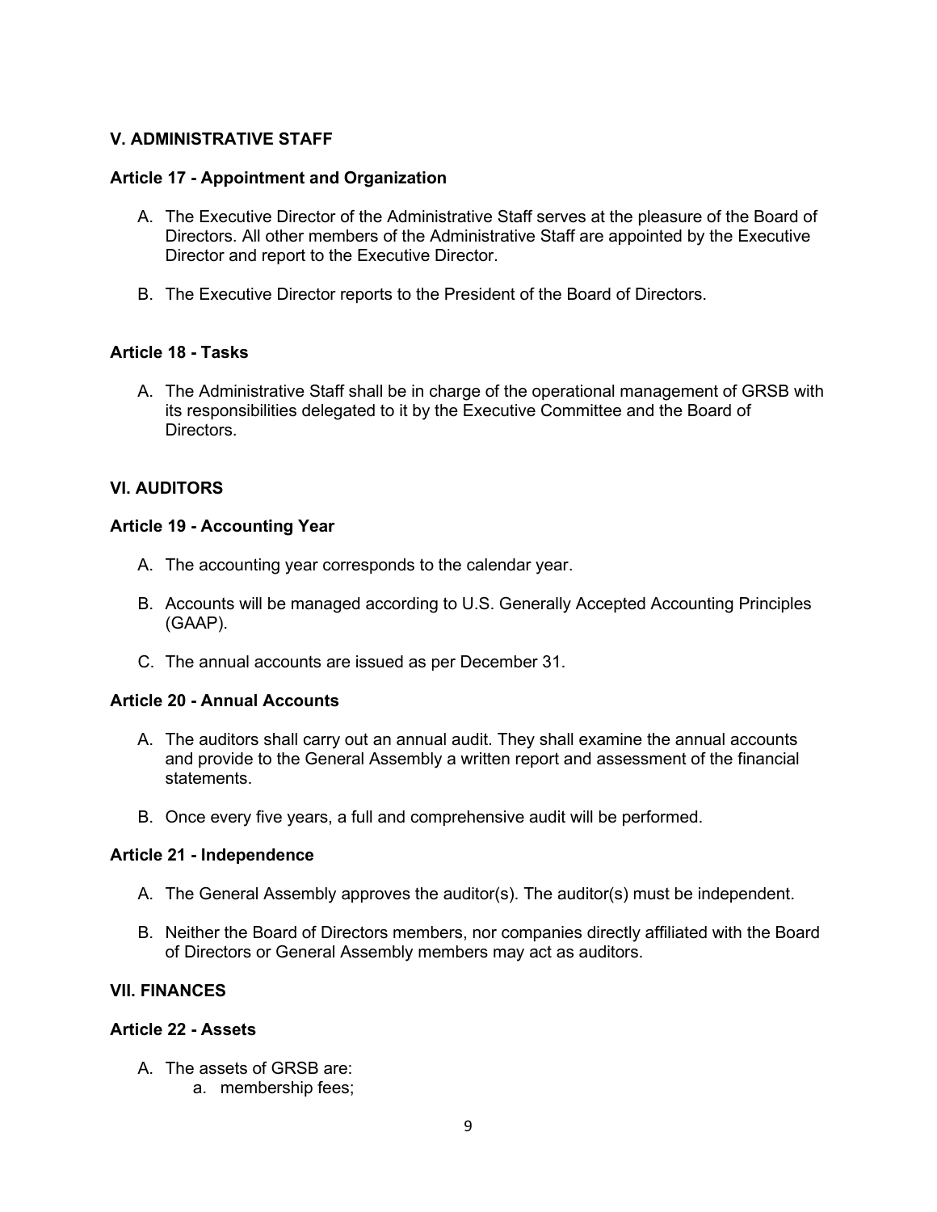## V. ADMINISTRATIVE STAFF

### Article 17 - Appointment and Organization

A. The Executive Director of the Administrative Staff serves at the pleasure of the Board of Directors. All other members of the Administrative Staff are appointed by the Executive Director and report to the Executive Director.

B. The Executive Director reports to the President of the Board of Directors.

### Article 18 - Tasks

A. The Administrative Staff shall be in charge of the operational management of GRSB with its responsibilities delegated to it by the Executive Committee and the Board of Directors.

## VI. AUDITORS

### Article 19 - Accounting Year

A. The accounting year corresponds to the calendar year.

B. Accounts will be managed according to U.S. Generally Accepted Accounting Principles (GAAP).

C. The annual accounts are issued as per December 31.

### Article 20 - Annual Accounts

A. The auditors shall carry out an annual audit. They shall examine the annual accounts and provide to the General Assembly a written report and assessment of the financial statements.

B. Once every five years, a full and comprehensive audit will be performed.

### Article 21 - Independence

A. The General Assembly approves the auditor(s). The auditor(s) must be independent.

B. Neither the Board of Directors members, nor companies directly affiliated with the Board of Directors or General Assembly members may act as auditors.

## VII. FINANCES

### Article 22 - Assets

A. The assets of GRSB are:
   a. membership fees;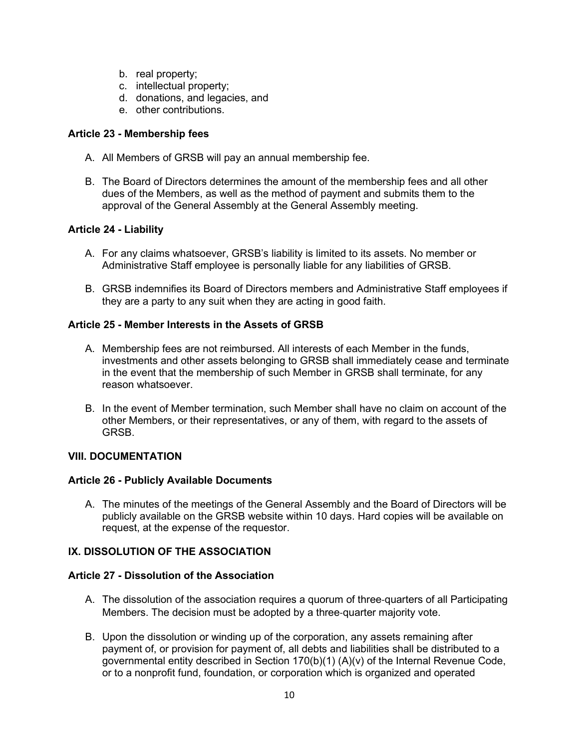b. real property;
c. intellectual property;
d. donations, and legacies, and
e. other contributions.

**Article 23 - Membership fees**

A. All Members of GRSB will pay an annual membership fee.

B. The Board of Directors determines the amount of the membership fees and all other dues of the Members, as well as the method of payment and submits them to the approval of the General Assembly at the General Assembly meeting.

**Article 24 - Liability**

A. For any claims whatsoever, GRSB's liability is limited to its assets. No member or Administrative Staff employee is personally liable for any liabilities of GRSB.

B. GRSB indemnifies its Board of Directors members and Administrative Staff employees if they are a party to any suit when they are acting in good faith.

**Article 25 - Member Interests in the Assets of GRSB**

A. Membership fees are not reimbursed. All interests of each Member in the funds, investments and other assets belonging to GRSB shall immediately cease and terminate in the event that the membership of such Member in GRSB shall terminate, for any reason whatsoever.

B. In the event of Member termination, such Member shall have no claim on account of the other Members, or their representatives, or any of them, with regard to the assets of GRSB.

**VIII. DOCUMENTATION**

**Article 26 - Publicly Available Documents**

A. The minutes of the meetings of the General Assembly and the Board of Directors will be publicly available on the GRSB website within 10 days. Hard copies will be available on request, at the expense of the requestor.

**IX. DISSOLUTION OF THE ASSOCIATION**

**Article 27 - Dissolution of the Association**

A. The dissolution of the association requires a quorum of three-quarters of all Participating Members. The decision must be adopted by a three-quarter majority vote.

B. Upon the dissolution or winding up of the corporation, any assets remaining after payment of, or provision for payment of, all debts and liabilities shall be distributed to a governmental entity described in Section 170(b)(1) (A)(v) of the Internal Revenue Code, or to a nonprofit fund, foundation, or corporation which is organized and operated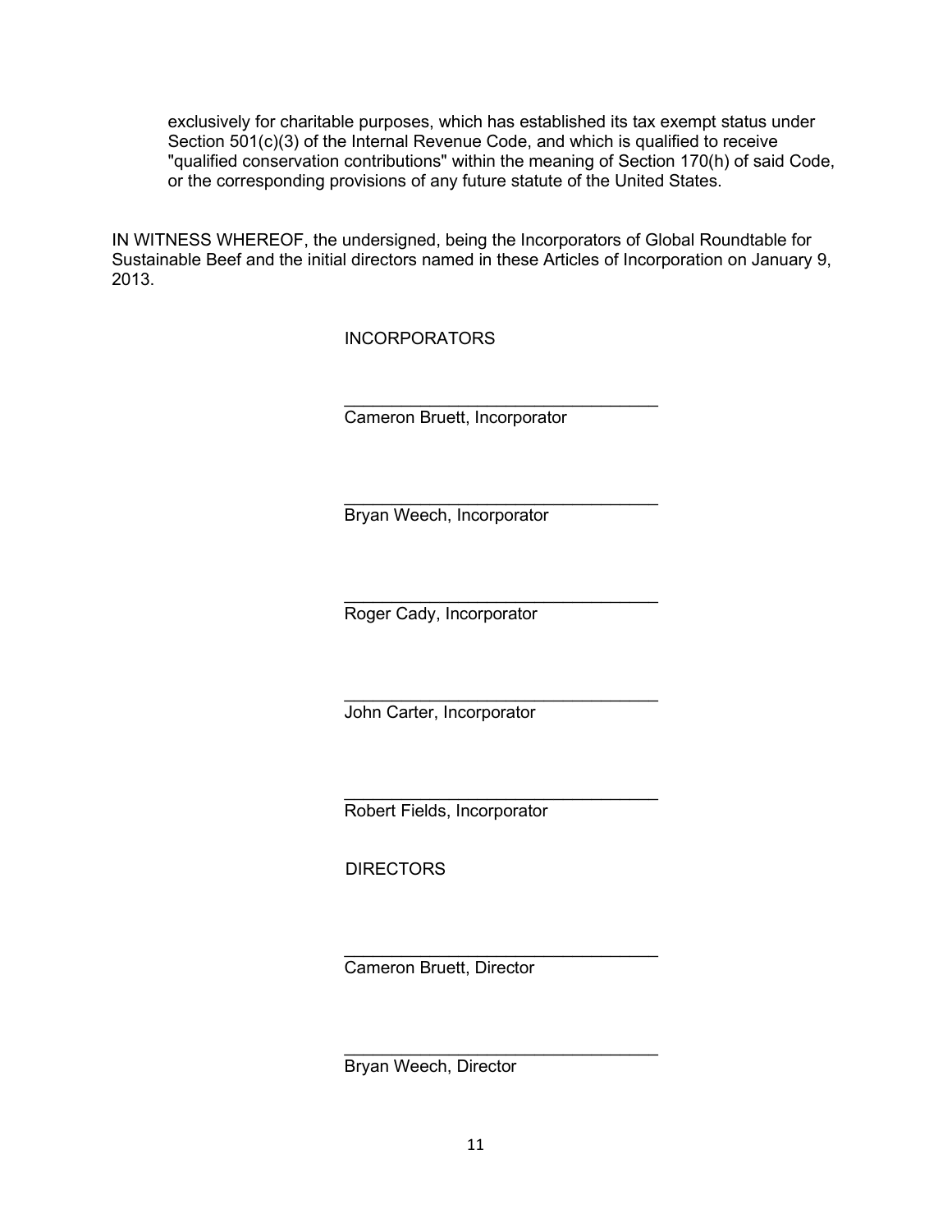exclusively for charitable purposes, which has established its tax exempt status under Section 501(c)(3) of the Internal Revenue Code, and which is qualified to receive "qualified conservation contributions" within the meaning of Section 170(h) of said Code, or the corresponding provisions of any future statute of the United States.

IN WITNESS WHEREOF, the undersigned, being the Incorporators of Global Roundtable for Sustainable Beef and the initial directors named in these Articles of Incorporation on January 9, 2013.

INCORPORATORS

\_\_\_\_\_\_\_\_\_\_\_\_\_\_\_\_\_\_\_\_\_\_\_\_\_\_\_\_\_\_\_\_\_\_
Cameron Bruett, Incorporator

\_\_\_\_\_\_\_\_\_\_\_\_\_\_\_\_\_\_\_\_\_\_\_\_\_\_\_\_\_\_\_\_\_\_
Bryan Weech, Incorporator

\_\_\_\_\_\_\_\_\_\_\_\_\_\_\_\_\_\_\_\_\_\_\_\_\_\_\_\_\_\_\_\_\_\_
Roger Cady, Incorporator

\_\_\_\_\_\_\_\_\_\_\_\_\_\_\_\_\_\_\_\_\_\_\_\_\_\_\_\_\_\_\_\_\_\_
John Carter, Incorporator

\_\_\_\_\_\_\_\_\_\_\_\_\_\_\_\_\_\_\_\_\_\_\_\_\_\_\_\_\_\_\_\_\_\_
Robert Fields, Incorporator

DIRECTORS

\_\_\_\_\_\_\_\_\_\_\_\_\_\_\_\_\_\_\_\_\_\_\_\_\_\_\_\_\_\_\_\_\_\_
Cameron Bruett, Director

\_\_\_\_\_\_\_\_\_\_\_\_\_\_\_\_\_\_\_\_\_\_\_\_\_\_\_\_\_\_\_\_\_\_
Bryan Weech, Director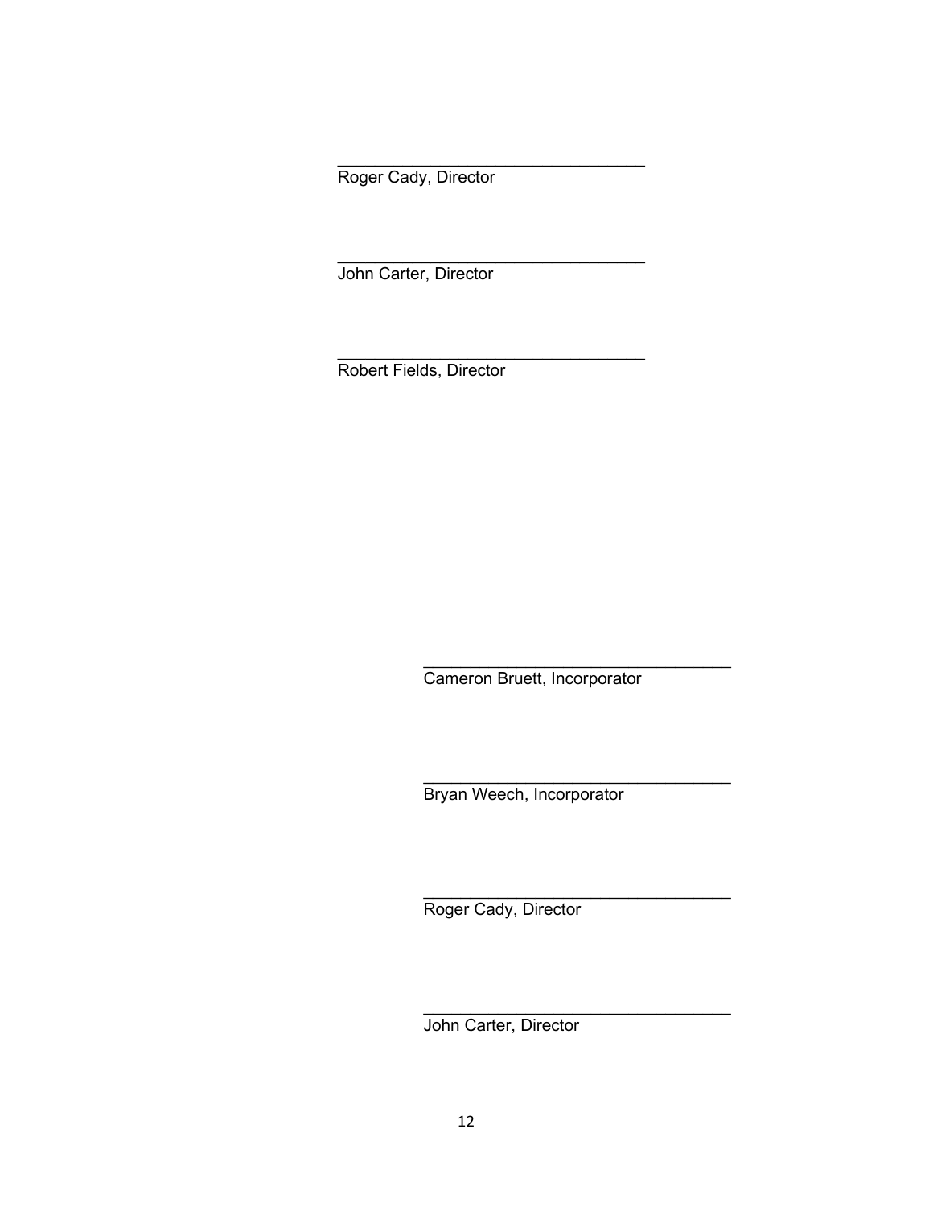\_\_\_\_\_\_\_\_\_\_\_\_\_\_\_\_\_\_\_\_\_\_\_\_\_\_\_\_\_\_\_\_
Roger Cady, Director

\_\_\_\_\_\_\_\_\_\_\_\_\_\_\_\_\_\_\_\_\_\_\_\_\_\_\_\_\_\_\_\_
John Carter, Director

\_\_\_\_\_\_\_\_\_\_\_\_\_\_\_\_\_\_\_\_\_\_\_\_\_\_\_\_\_\_\_\_
Robert Fields, Director

\_\_\_\_\_\_\_\_\_\_\_\_\_\_\_\_\_\_\_\_\_\_\_\_\_\_\_\_\_\_\_\_
Cameron Bruett, Incorporator

\_\_\_\_\_\_\_\_\_\_\_\_\_\_\_\_\_\_\_\_\_\_\_\_\_\_\_\_\_\_\_\_
Bryan Weech, Incorporator

\_\_\_\_\_\_\_\_\_\_\_\_\_\_\_\_\_\_\_\_\_\_\_\_\_\_\_\_\_\_\_\_
Roger Cady, Director

\_\_\_\_\_\_\_\_\_\_\_\_\_\_\_\_\_\_\_\_\_\_\_\_\_\_\_\_\_\_\_\_
John Carter, Director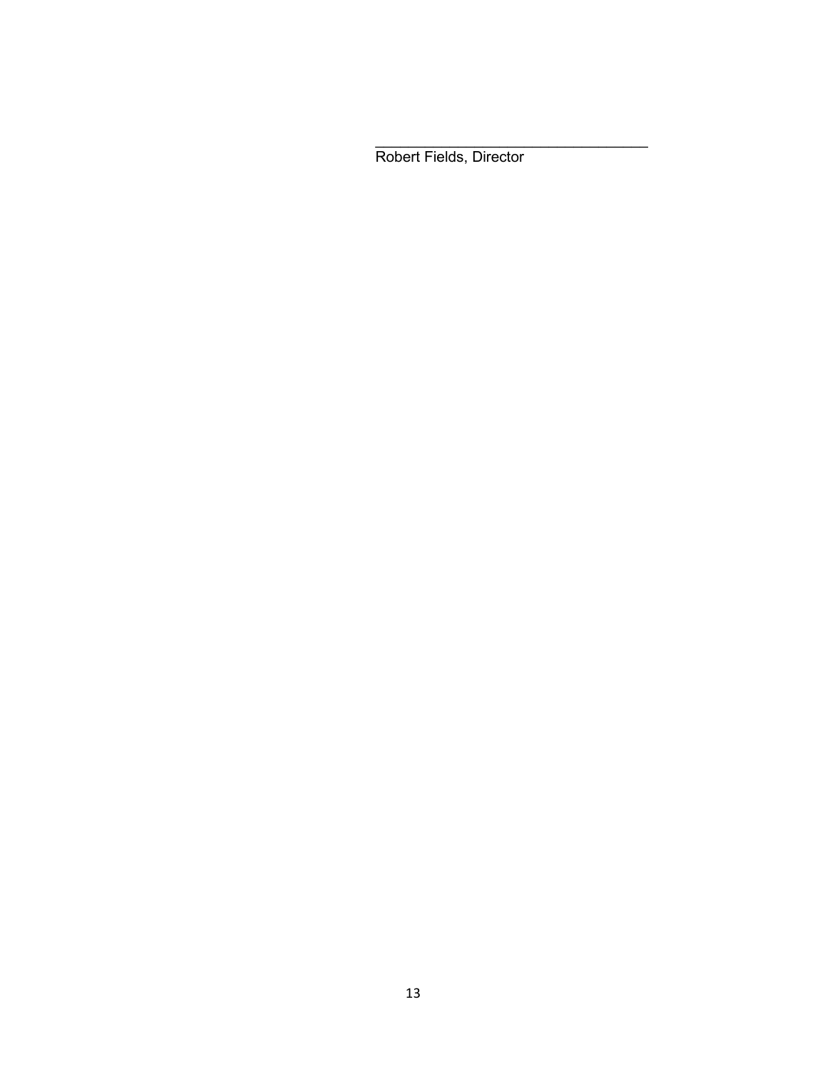\_\_\_\_\_\_\_\_\_\_\_\_\_\_\_\_\_\_\_\_\_\_\_\_\_\_\_\_\_\_\_\_\_\_

Robert Fields, Director